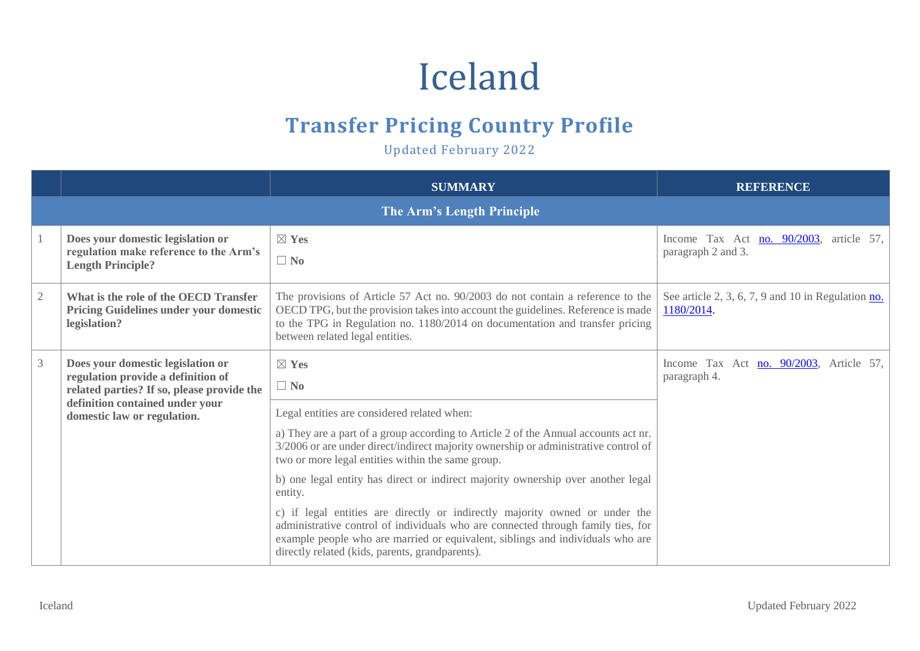# Iceland

## Transfer Pricing Country Profile

Updated February 2022

| | | SUMMARY | REFERENCE |
|---|---|---|---|
| **The Arm's Length Principle** | | | |
| 1 | **Does your domestic legislation or regulation make reference to the Arm's Length Principle?** | ☒ **Yes**<br>☐ **No** | Income Tax Act no. 90/2003, article 57, paragraph 2 and 3. |
| 2 | **What is the role of the OECD Transfer Pricing Guidelines under your domestic legislation?** | The provisions of Article 57 Act no. 90/2003 do not contain a reference to the OECD TPG, but the provision takes into account the guidelines. Reference is made to the TPG in Regulation no. 1180/2014 on documentation and transfer pricing between related legal entities. | See article 2, 3, 6, 7, 9 and 10 in Regulation no. 1180/2014. |
| 3 | **Does your domestic legislation or regulation provide a definition of related parties? If so, please provide the definition contained under your domestic law or regulation.** | ☒ **Yes**<br>☐ **No**<br><br>Legal entities are considered related when:<br><br>a) They are a part of a group according to Article 2 of the Annual accounts act nr. 3/2006 or are under direct/indirect majority ownership or administrative control of two or more legal entities within the same group.<br><br>b) one legal entity has direct or indirect majority ownership over another legal entity.<br><br>c) if legal entities are directly or indirectly majority owned or under the administrative control of individuals who are connected through family ties, for example people who are married or equivalent, siblings and individuals who are directly related (kids, parents, grandparents). | Income Tax Act no. 90/2003, Article 57, paragraph 4. |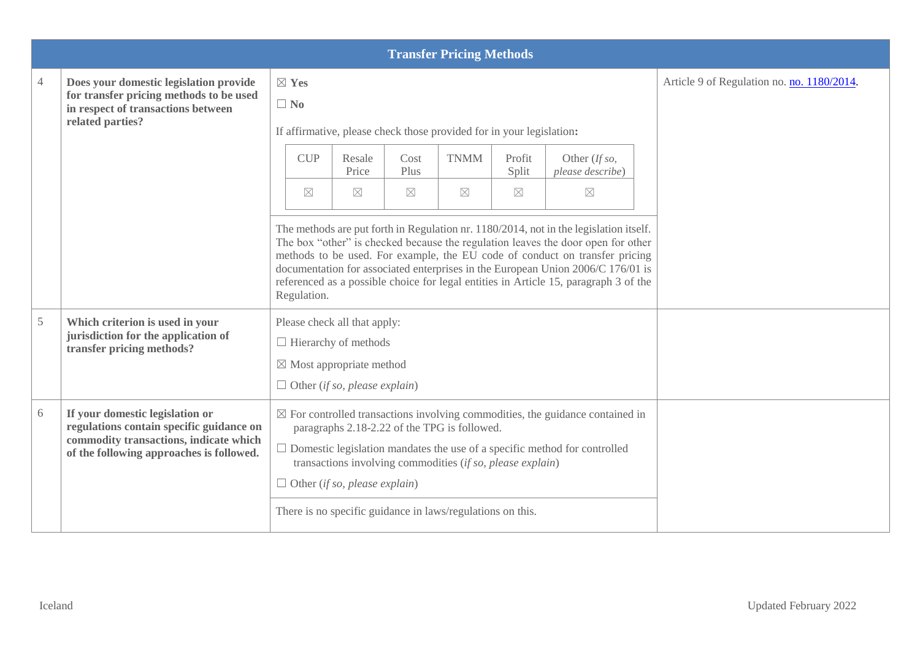| Transfer Pricing Methods | | | |
|---|---|---|---|
| 4 | **Does your domestic legislation provide for transfer pricing methods to be used in respect of transactions between related parties?** | ☒ **Yes**<br>☐ **No**<br>If affirmative, please check those provided for in your legislation**:**<br>CUP ☒ / Resale Price ☒ / Cost Plus ☒ / TNMM ☒ / Profit Split ☒ / Other (*If so, please describe*) ☒<br><br>The methods are put forth in Regulation nr. 1180/2014, not in the legislation itself. The box "other" is checked because the regulation leaves the door open for other methods to be used. For example, the EU code of conduct on transfer pricing documentation for associated enterprises in the European Union 2006/C 176/01 is referenced as a possible choice for legal entities in Article 15, paragraph 3 of the Regulation. | Article 9 of Regulation no. no. 1180/2014. |
| 5 | **Which criterion is used in your jurisdiction for the application of transfer pricing methods?** | Please check all that apply:<br>☐ Hierarchy of methods<br>☒ Most appropriate method<br>☐ Other (*if so, please explain*) | |
| 6 | **If your domestic legislation or regulations contain specific guidance on commodity transactions, indicate which of the following approaches is followed.** | ☒ For controlled transactions involving commodities, the guidance contained in paragraphs 2.18-2.22 of the TPG is followed.<br>☐ Domestic legislation mandates the use of a specific method for controlled transactions involving commodities (*if so, please explain*)<br>☐ Other (*if so, please explain*)<br><br>There is no specific guidance in laws/regulations on this. | |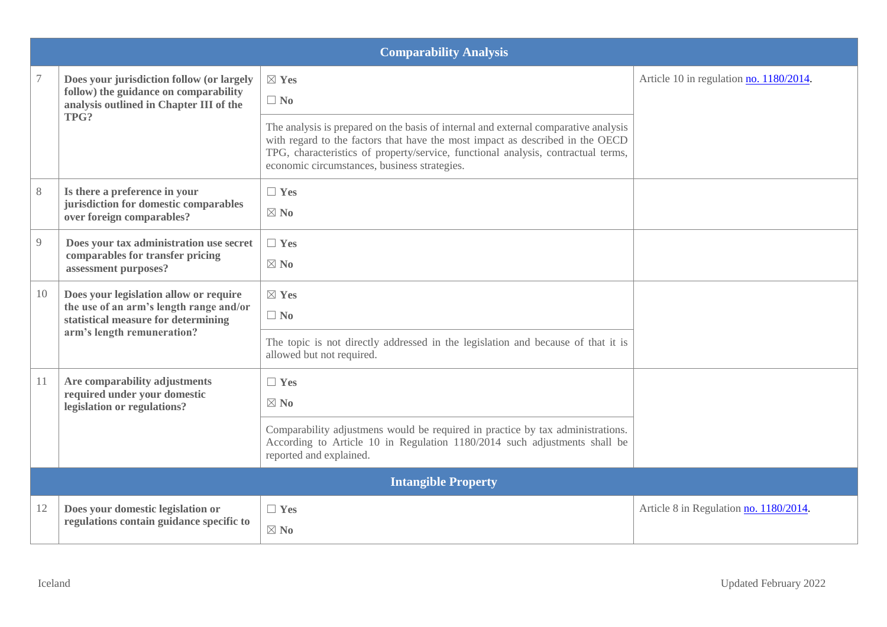| | | | |
|---|---|---|---|
| **Comparability Analysis** | | | |
| 7 | **Does your jurisdiction follow (or largely follow) the guidance on comparability analysis outlined in Chapter III of the TPG?** | ☒ **Yes**<br>☐ **No**<br><br>The analysis is prepared on the basis of internal and external comparative analysis with regard to the factors that have the most impact as described in the OECD TPG, characteristics of property/service, functional analysis, contractual terms, economic circumstances, business strategies. | Article 10 in regulation no. 1180/2014. |
| 8 | **Is there a preference in your jurisdiction for domestic comparables over foreign comparables?** | ☐ **Yes**<br>☒ **No** | |
| 9 | **Does your tax administration use secret comparables for transfer pricing assessment purposes?** | ☐ **Yes**<br>☒ **No** | |
| 10 | **Does your legislation allow or require the use of an arm's length range and/or statistical measure for determining arm's length remuneration?** | ☒ **Yes**<br>☐ **No**<br><br>The topic is not directly addressed in the legislation and because of that it is allowed but not required. | |
| 11 | **Are comparability adjustments required under your domestic legislation or regulations?** | ☐ **Yes**<br>☒ **No**<br><br>Comparability adjustmens would be required in practice by tax administrations. According to Article 10 in Regulation 1180/2014 such adjustments shall be reported and explained. | |
| **Intangible Property** | | | |
| 12 | **Does your domestic legislation or regulations contain guidance specific to** | ☐ **Yes**<br>☒ **No** | Article 8 in Regulation no. 1180/2014. |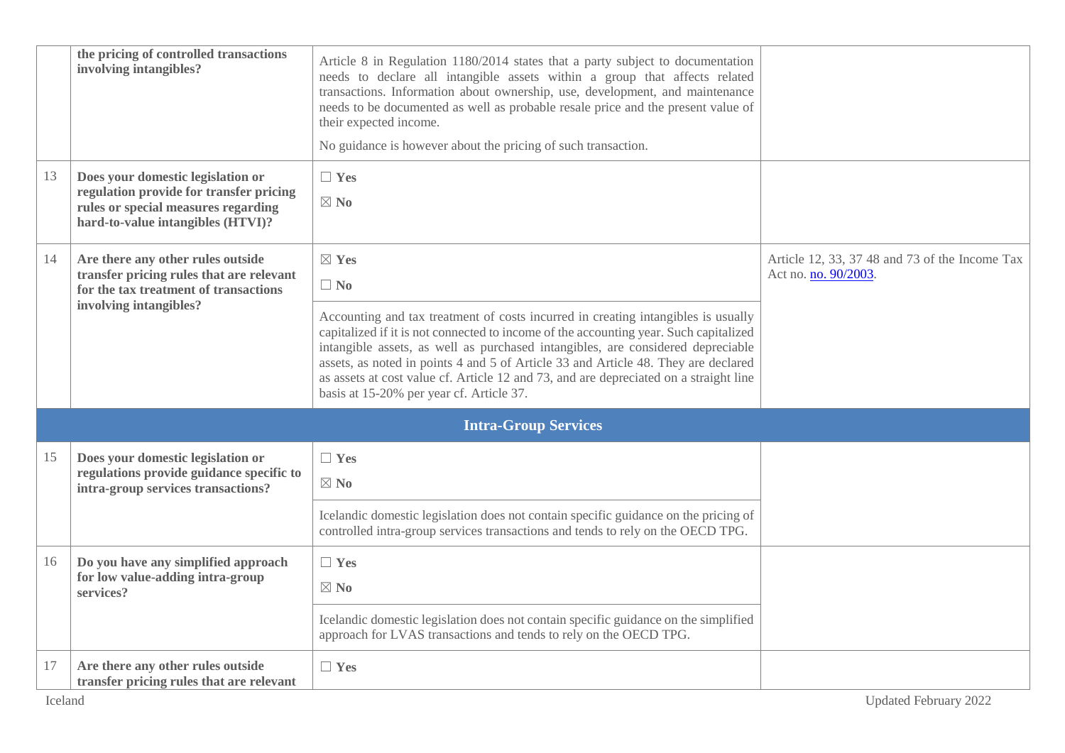| | | | |
|---|---|---|---|
| | **the pricing of controlled transactions involving intangibles?** | Article 8 in Regulation 1180/2014 states that a party subject to documentation needs to declare all intangible assets within a group that affects related transactions. Information about ownership, use, development, and maintenance needs to be documented as well as probable resale price and the present value of their expected income.<br><br>No guidance is however about the pricing of such transaction. | |
| 13 | **Does your domestic legislation or regulation provide for transfer pricing rules or special measures regarding hard-to-value intangibles (HTVI)?** | ☐ **Yes**<br><br>☒ **No** | |
| 14 | **Are there any other rules outside transfer pricing rules that are relevant for the tax treatment of transactions involving intangibles?** | ☒ **Yes**<br><br>☐ **No**<br><br>Accounting and tax treatment of costs incurred in creating intangibles is usually capitalized if it is not connected to income of the accounting year. Such capitalized intangible assets, as well as purchased intangibles, are considered depreciable assets, as noted in points 4 and 5 of Article 33 and Article 48. They are declared as assets at cost value cf. Article 12 and 73, and are depreciated on a straight line basis at 15-20% per year cf. Article 37. | Article 12, 33, 37 48 and 73 of the Income Tax Act no. no. 90/2003. |
| | | **Intra-Group Services** | |
| 15 | **Does your domestic legislation or regulations provide guidance specific to intra-group services transactions?** | ☐ **Yes**<br><br>☒ **No**<br><br>Icelandic domestic legislation does not contain specific guidance on the pricing of controlled intra-group services transactions and tends to rely on the OECD TPG. | |
| 16 | **Do you have any simplified approach for low value-adding intra-group services?** | ☐ **Yes**<br><br>☒ **No**<br><br>Icelandic domestic legislation does not contain specific guidance on the simplified approach for LVAS transactions and tends to rely on the OECD TPG. | |
| 17 | **Are there any other rules outside transfer pricing rules that are relevant** | ☐ **Yes** | |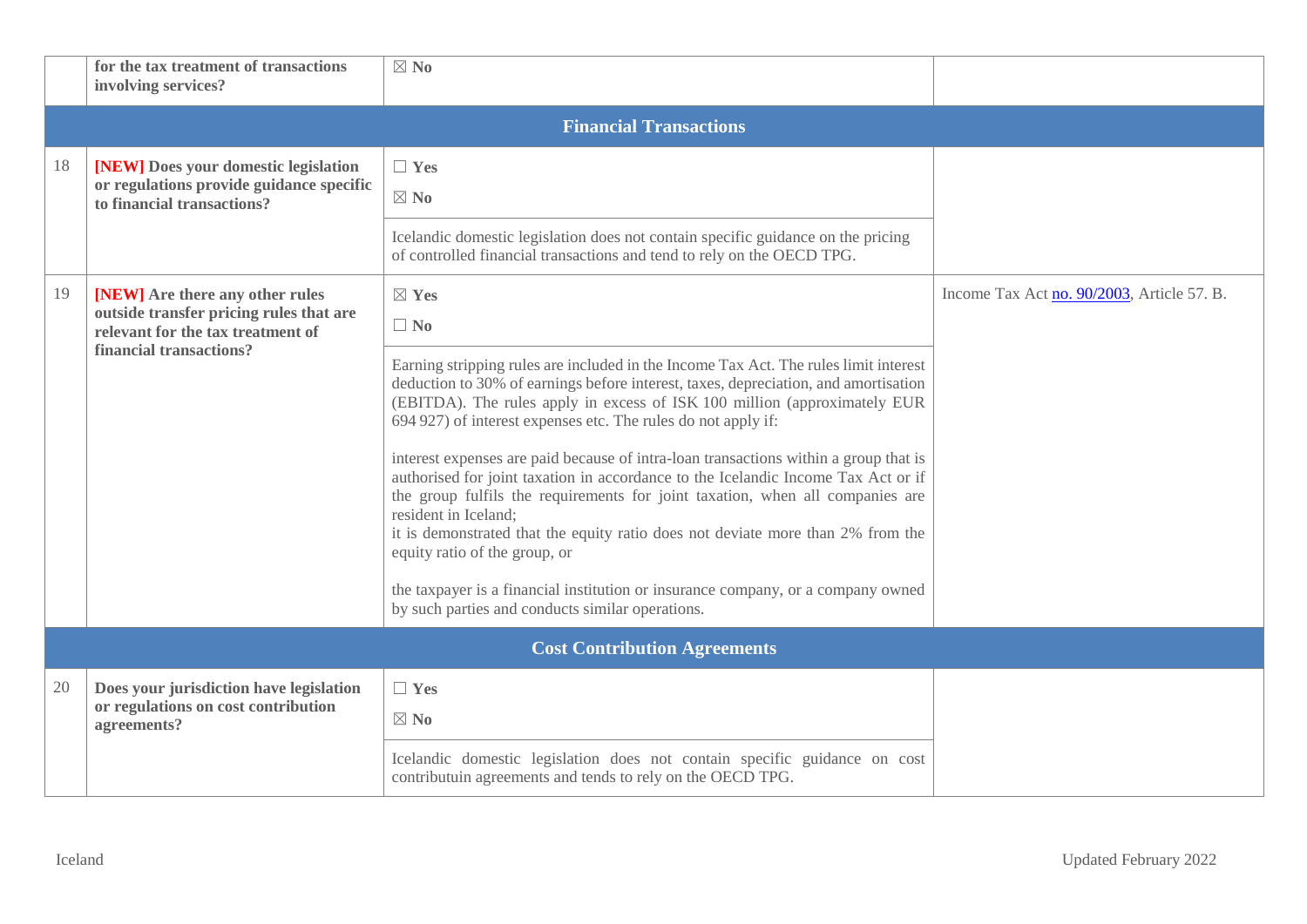| | | | |
|---|---|---|---|
| | **for the tax treatment of transactions involving services?** | ☒ **No** | |
| | | **Financial Transactions** | |
| 18 | **[NEW] Does your domestic legislation or regulations provide guidance specific to financial transactions?** | ☐ **Yes**<br>☒ **No**<br><br>Icelandic domestic legislation does not contain specific guidance on the pricing of controlled financial transactions and tend to rely on the OECD TPG. | |
| 19 | **[NEW] Are there any other rules outside transfer pricing rules that are relevant for the tax treatment of financial transactions?** | ☒ **Yes**<br>☐ **No**<br><br>Earning stripping rules are included in the Income Tax Act. The rules limit interest deduction to 30% of earnings before interest, taxes, depreciation, and amortisation (EBITDA). The rules apply in excess of ISK 100 million (approximately EUR 694 927) of interest expenses etc. The rules do not apply if:<br><br>interest expenses are paid because of intra-loan transactions within a group that is authorised for joint taxation in accordance to the Icelandic Income Tax Act or if the group fulfils the requirements for joint taxation, when all companies are resident in Iceland;<br>it is demonstrated that the equity ratio does not deviate more than 2% from the equity ratio of the group, or<br><br>the taxpayer is a financial institution or insurance company, or a company owned by such parties and conducts similar operations. | Income Tax Act no. 90/2003, Article 57. B. |
| | | **Cost Contribution Agreements** | |
| 20 | **Does your jurisdiction have legislation or regulations on cost contribution agreements?** | ☐ **Yes**<br>☒ **No**<br><br>Icelandic domestic legislation does not contain specific guidance on cost contributuin agreements and tends to rely on the OECD TPG. | |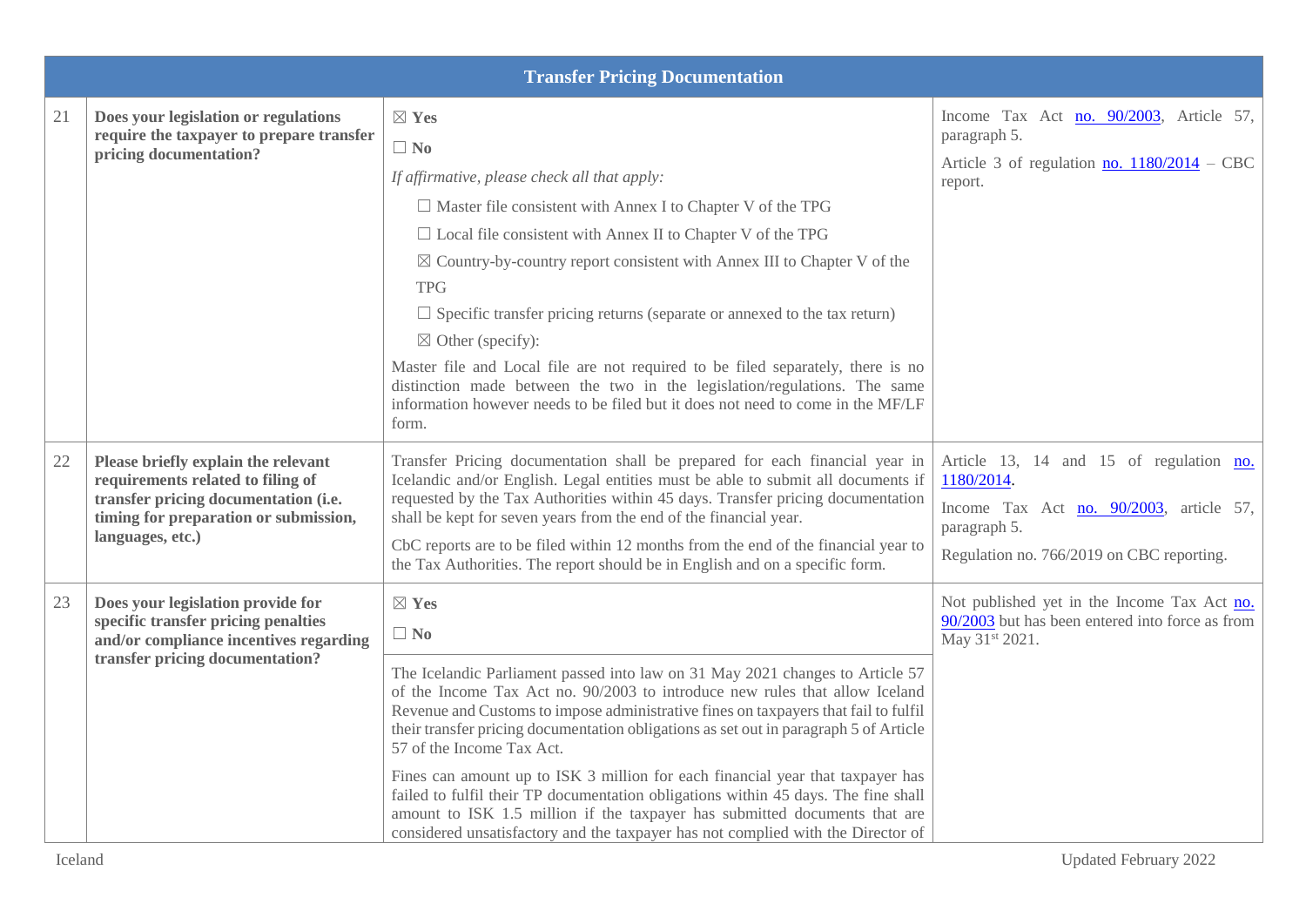| Transfer Pricing Documentation | | | |
|---|---|---|---|
| 21 | **Does your legislation or regulations require the taxpayer to prepare transfer pricing documentation?** | ☒ **Yes**<br>☐ **No**<br>*If affirmative, please check all that apply:*<br>☐ Master file consistent with Annex I to Chapter V of the TPG<br>☐ Local file consistent with Annex II to Chapter V of the TPG<br>☒ Country-by-country report consistent with Annex III to Chapter V of the TPG<br>☐ Specific transfer pricing returns (separate or annexed to the tax return)<br>☒ Other (specify):<br>Master file and Local file are not required to be filed separately, there is no distinction made between the two in the legislation/regulations. The same information however needs to be filed but it does not need to come in the MF/LF form. | Income Tax Act no. 90/2003, Article 57, paragraph 5.<br>Article 3 of regulation no. 1180/2014 – CBC report. |
| 22 | **Please briefly explain the relevant requirements related to filing of transfer pricing documentation (i.e. timing for preparation or submission, languages, etc.)** | Transfer Pricing documentation shall be prepared for each financial year in Icelandic and/or English. Legal entities must be able to submit all documents if requested by the Tax Authorities within 45 days. Transfer pricing documentation shall be kept for seven years from the end of the financial year.<br>CbC reports are to be filed within 12 months from the end of the financial year to the Tax Authorities. The report should be in English and on a specific form. | Article 13, 14 and 15 of regulation no. 1180/2014.<br>Income Tax Act no. 90/2003, article 57, paragraph 5.<br>Regulation no. 766/2019 on CBC reporting. |
| 23 | **Does your legislation provide for specific transfer pricing penalties and/or compliance incentives regarding transfer pricing documentation?** | ☒ **Yes**<br>☐ **No**<br>The Icelandic Parliament passed into law on 31 May 2021 changes to Article 57 of the Income Tax Act no. 90/2003 to introduce new rules that allow Iceland Revenue and Customs to impose administrative fines on taxpayers that fail to fulfil their transfer pricing documentation obligations as set out in paragraph 5 of Article 57 of the Income Tax Act.<br>Fines can amount up to ISK 3 million for each financial year that taxpayer has failed to fulfil their TP documentation obligations within 45 days. The fine shall amount to ISK 1.5 million if the taxpayer has submitted documents that are considered unsatisfactory and the taxpayer has not complied with the Director of | Not published yet in the Income Tax Act no. 90/2003 but has been entered into force as from May 31st 2021. |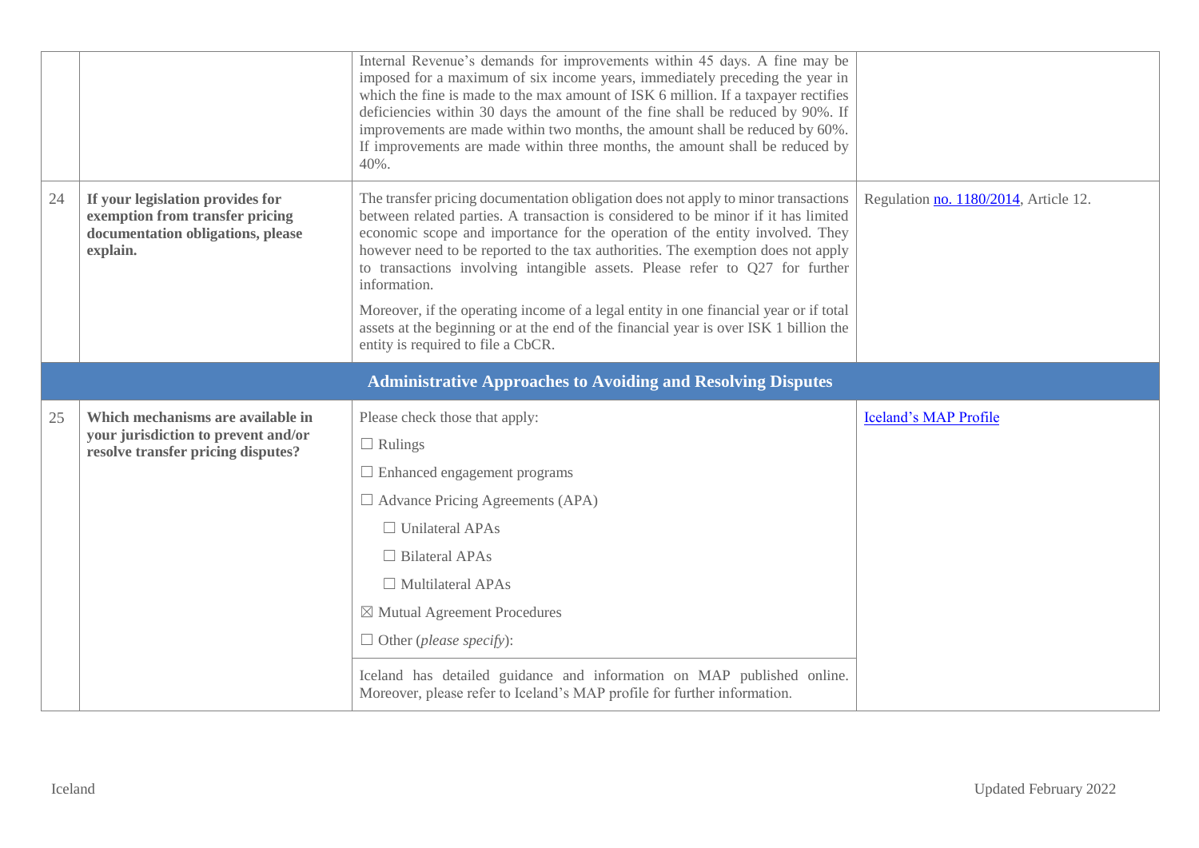| | | | |
|---|---|---|---|
| | | Internal Revenue's demands for improvements within 45 days. A fine may be imposed for a maximum of six income years, immediately preceding the year in which the fine is made to the max amount of ISK 6 million. If a taxpayer rectifies deficiencies within 30 days the amount of the fine shall be reduced by 90%. If improvements are made within two months, the amount shall be reduced by 60%. If improvements are made within three months, the amount shall be reduced by 40%. | |
| 24 | **If your legislation provides for exemption from transfer pricing documentation obligations, please explain.** | The transfer pricing documentation obligation does not apply to minor transactions between related parties. A transaction is considered to be minor if it has limited economic scope and importance for the operation of the entity involved. They however need to be reported to the tax authorities. The exemption does not apply to transactions involving intangible assets. Please refer to Q27 for further information.<br><br>Moreover, if the operating income of a legal entity in one financial year or if total assets at the beginning or at the end of the financial year is over ISK 1 billion the entity is required to file a CbCR. | Regulation no. 1180/2014, Article 12. |
| | | **Administrative Approaches to Avoiding and Resolving Disputes** | |
| 25 | **Which mechanisms are available in your jurisdiction to prevent and/or resolve transfer pricing disputes?** | Please check those that apply:<br>☐ Rulings<br>☐ Enhanced engagement programs<br>☐ Advance Pricing Agreements (APA)<br>☐ Unilateral APAs<br>☐ Bilateral APAs<br>☐ Multilateral APAs<br>☒ Mutual Agreement Procedures<br>☐ Other (*please specify*):<br><br>Iceland has detailed guidance and information on MAP published online. Moreover, please refer to Iceland's MAP profile for further information. | Iceland's MAP Profile |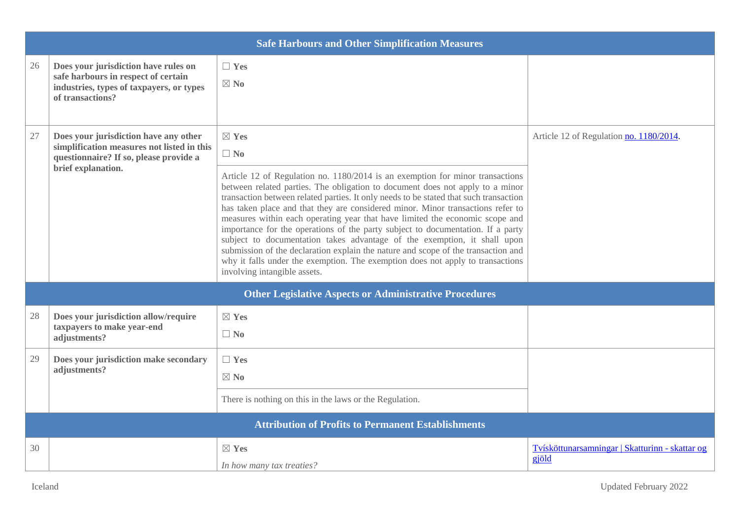| | | | |
|---|---|---|---|
| **Safe Harbours and Other Simplification Measures** | | | |
| 26 | **Does your jurisdiction have rules on safe harbours in respect of certain industries, types of taxpayers, or types of transactions?** | ☐ **Yes**<br>☒ **No** | |
| 27 | **Does your jurisdiction have any other simplification measures not listed in this questionnaire? If so, please provide a brief explanation.** | ☒ **Yes**<br>☐ **No**<br><br>Article 12 of Regulation no. 1180/2014 is an exemption for minor transactions between related parties. The obligation to document does not apply to a minor transaction between related parties. It only needs to be stated that such transaction has taken place and that they are considered minor. Minor transactions refer to measures within each operating year that have limited the economic scope and importance for the operations of the party subject to documentation. If a party subject to documentation takes advantage of the exemption, it shall upon submission of the declaration explain the nature and scope of the transaction and why it falls under the exemption. The exemption does not apply to transactions involving intangible assets. | Article 12 of Regulation [no. 1180/2014](). |
| **Other Legislative Aspects or Administrative Procedures** | | | |
| 28 | **Does your jurisdiction allow/require taxpayers to make year-end adjustments?** | ☒ **Yes**<br>☐ **No** | |
| 29 | **Does your jurisdiction make secondary adjustments?** | ☐ **Yes**<br>☒ **No**<br><br>There is nothing on this in the laws or the Regulation. | |
| **Attribution of Profits to Permanent Establishments** | | | |
| 30 | | ☒ **Yes**<br>*In how many tax treaties?* | [Tvísköttunarsamningar \| Skatturinn - skattar og gjöld]() |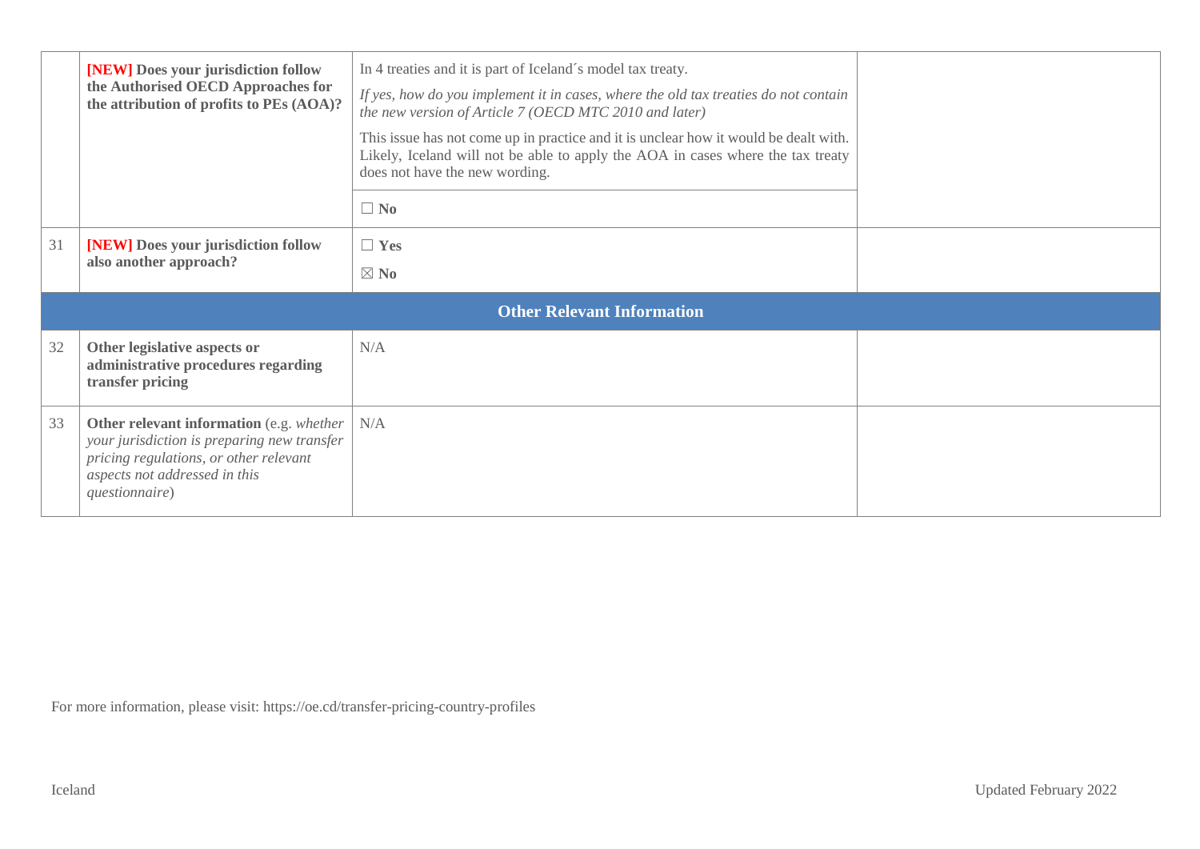| | | | |
|---|---|---|---|
| | **[NEW] Does your jurisdiction follow the Authorised OECD Approaches for the attribution of profits to PEs (AOA)?** | In 4 treaties and it is part of Iceland´s model tax treaty.<br>*If yes, how do you implement it in cases, where the old tax treaties do not contain the new version of Article 7 (OECD MTC 2010 and later)*<br>This issue has not come up in practice and it is unclear how it would be dealt with. Likely, Iceland will not be able to apply the AOA in cases where the tax treaty does not have the new wording.<br>☐ **No** | |
| 31 | **[NEW] Does your jurisdiction follow also another approach?** | ☐ **Yes**<br>☒ **No** | |
| | **Other Relevant Information** | | |
| 32 | **Other legislative aspects or administrative procedures regarding transfer pricing** | N/A | |
| 33 | **Other relevant information** (e.g. *whether your jurisdiction is preparing new transfer pricing regulations, or other relevant aspects not addressed in this questionnaire*) | N/A | |

For more information, please visit: https://oe.cd/transfer-pricing-country-profiles